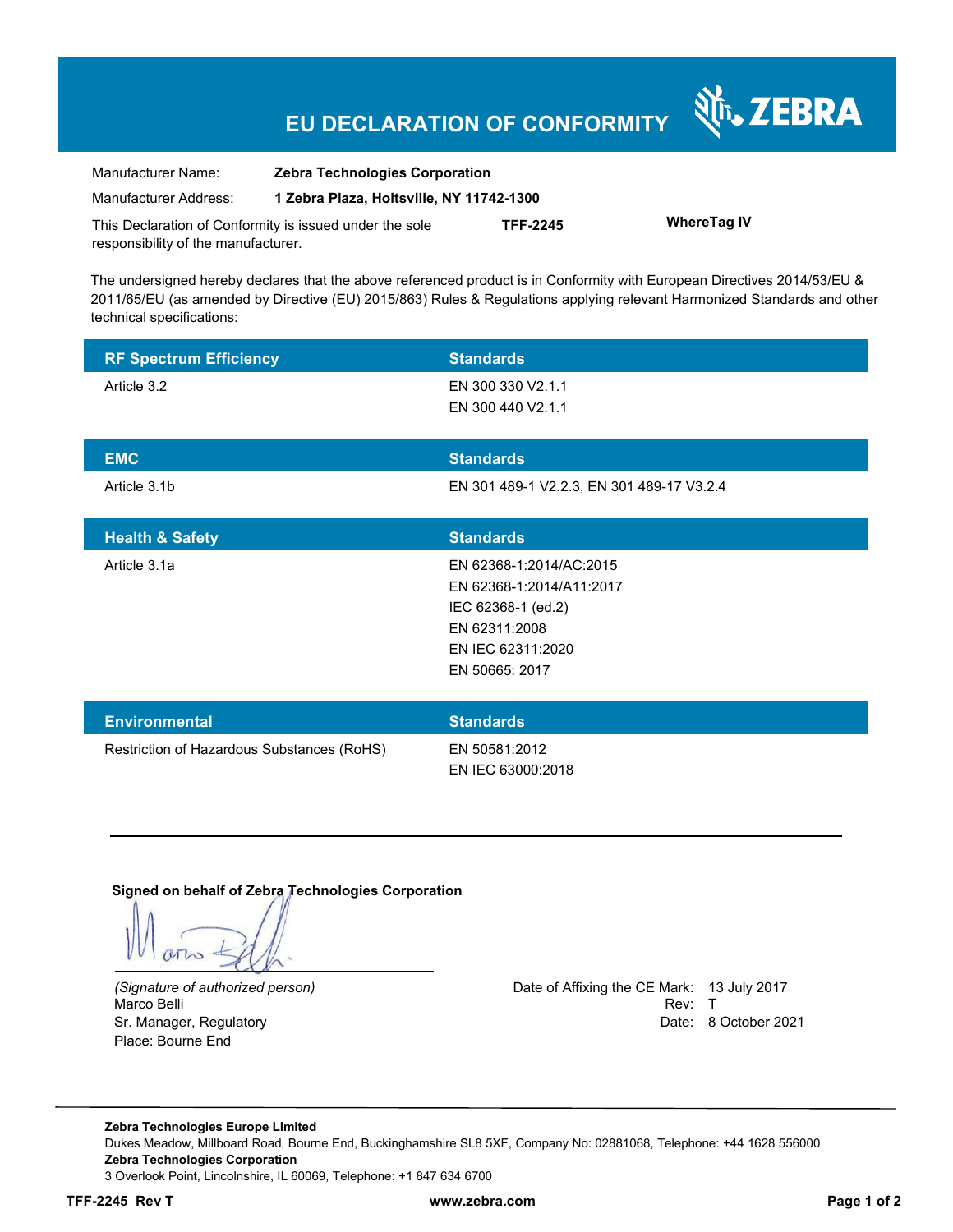# EU DECLARATION OF CONFORMITY

ZEBRA

| | |
|---|---|
| Manufacturer Name: | **Zebra Technologies Corporation** |
| Manufacturer Address: | **1 Zebra Plaza, Holtsville, NY 11742-1300** |

This Declaration of Conformity is issued under the sole responsibility of the manufacturer. **TFF-2245** **WhereTag IV**

The undersigned hereby declares that the above referenced product is in Conformity with European Directives 2014/53/EU & 2011/65/EU (as amended by Directive (EU) 2015/863) Rules & Regulations applying relevant Harmonized Standards and other technical specifications:

| RF Spectrum Efficiency | Standards |
|---|---|
| Article 3.2 | EN 300 330 V2.1.1<br>EN 300 440 V2.1.1 |

| EMC | Standards |
|---|---|
| Article 3.1b | EN 301 489-1 V2.2.3, EN 301 489-17 V3.2.4 |

| Health & Safety | Standards |
|---|---|
| Article 3.1a | EN 62368-1:2014/AC:2015<br>EN 62368-1:2014/A11:2017<br>IEC 62368-1 (ed.2)<br>EN 62311:2008<br>EN IEC 62311:2020<br>EN 50665: 2017 |

| Environmental | Standards |
|---|---|
| Restriction of Hazardous Substances (RoHS) | EN 50581:2012<br>EN IEC 63000:2018 |

**Signed on behalf of Zebra Technologies Corporation**

*(Signature of authorized person)*
Marco Belli
Sr. Manager, Regulatory
Place: Bourne End

Date of Affixing the CE Mark: 13 July 2017
Rev: T
Date: 8 October 2021

**Zebra Technologies Europe Limited**
Dukes Meadow, Millboard Road, Bourne End, Buckinghamshire SL8 5XF, Company No: 02881068, Telephone: +44 1628 556000
**Zebra Technologies Corporation**
3 Overlook Point, Lincolnshire, IL 60069, Telephone: +1 847 634 6700

**TFF-2245 Rev T** **www.zebra.com**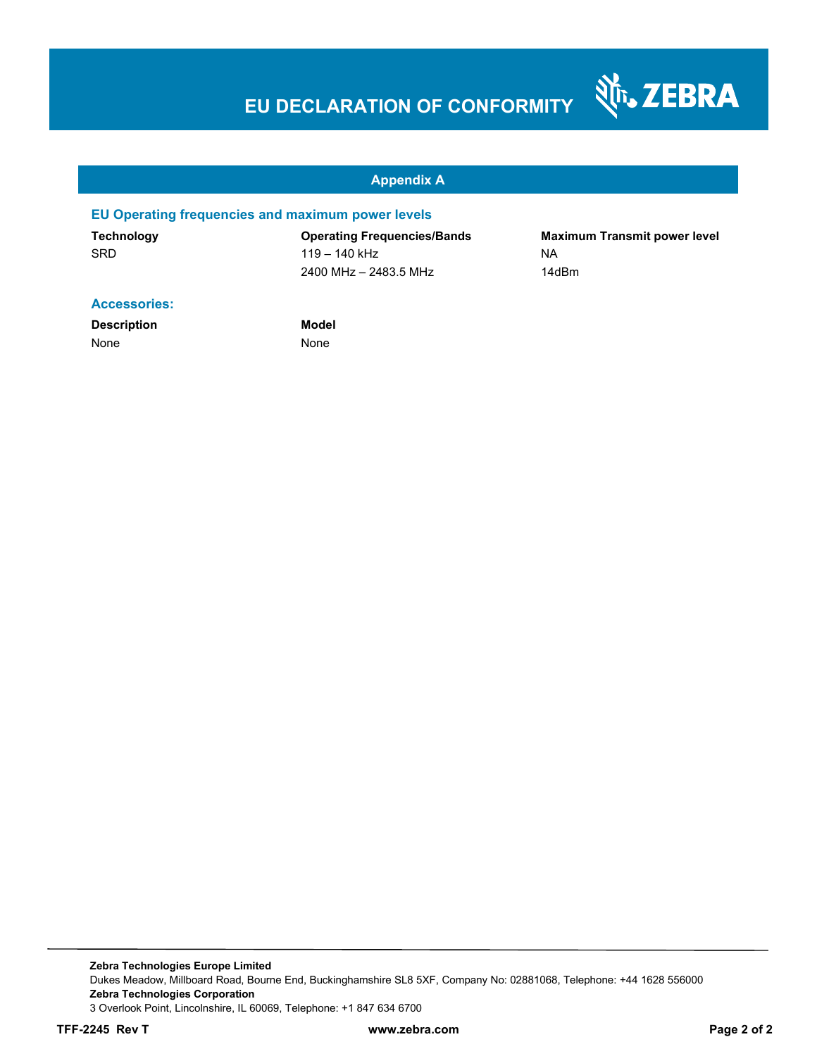# EU DECLARATION OF CONFORMITY

## Appendix A

### EU Operating frequencies and maximum power levels

| Technology | Operating Frequencies/Bands | Maximum Transmit power level |
|---|---|---|
| SRD | 119 – 140 kHz | NA |
| | 2400 MHz – 2483.5 MHz | 14dBm |

### Accessories:

| Description | Model |
|---|---|
| None | None |

**Zebra Technologies Europe Limited**
Dukes Meadow, Millboard Road, Bourne End, Buckinghamshire SL8 5XF, Company No: 02881068, Telephone: +44 1628 556000
**Zebra Technologies Corporation**
3 Overlook Point, Lincolnshire, IL 60069, Telephone: +1 847 634 6700

**TFF-2245 Rev T** **www.zebra.com**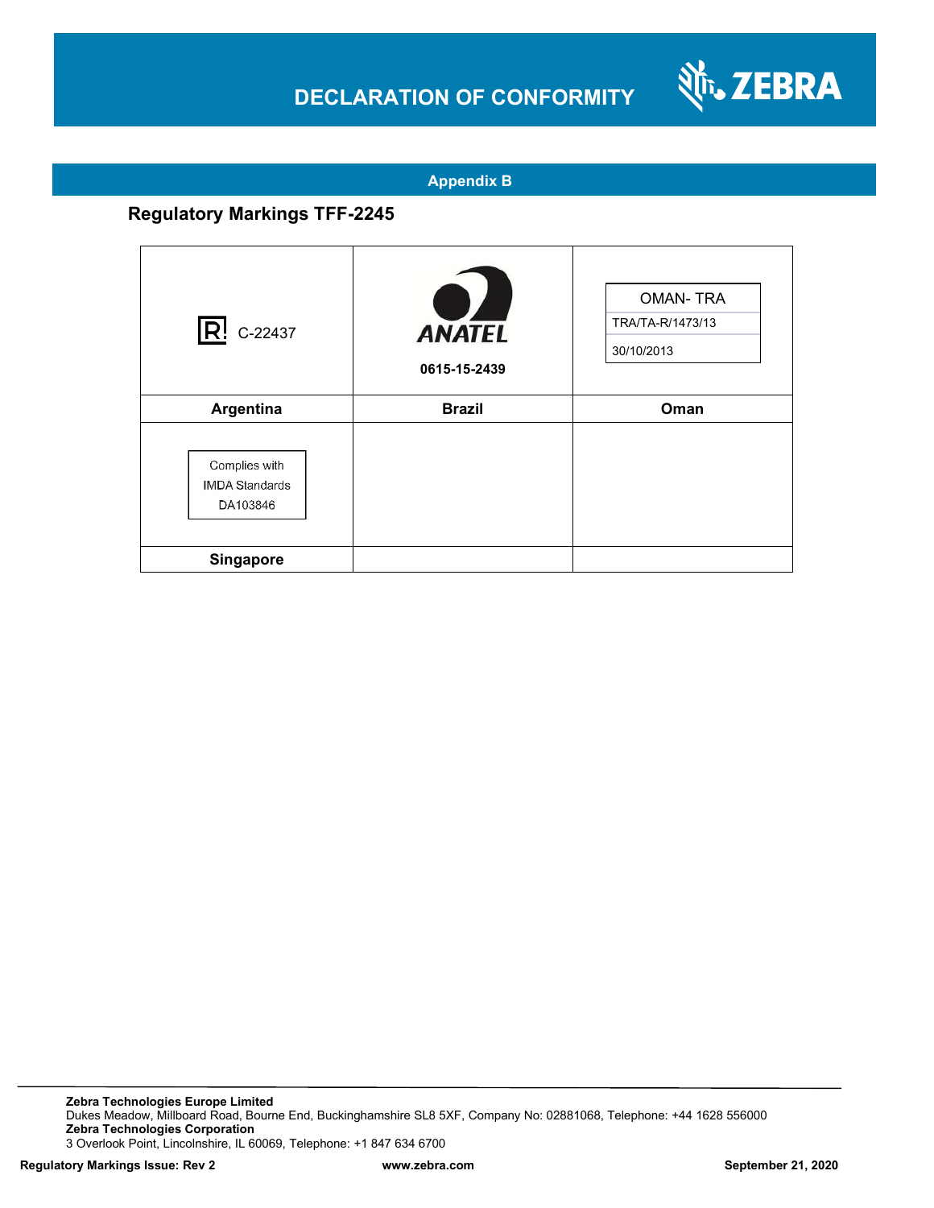# DECLARATION OF CONFORMITY

## Appendix B

### Regulatory Markings TFF-2245

| | | |
|---|---|---|
| R! C-22437 | ANATEL<br>**0615-15-2439** | OMAN- TRA<br>TRA/TA-R/1473/13<br>30/10/2013 |
| **Argentina** | **Brazil** | **Oman** |
| Complies with<br>IMDA Standards<br>DA103846 | | |
| **Singapore** | | |

**Zebra Technologies Europe Limited**
Dukes Meadow, Millboard Road, Bourne End, Buckinghamshire SL8 5XF, Company No: 02881068, Telephone: +44 1628 556000
**Zebra Technologies Corporation**
3 Overlook Point, Lincolnshire, IL 60069, Telephone: +1 847 634 6700

**Regulatory Markings Issue: Rev 2** **www.zebra.com** **September 21, 2020**